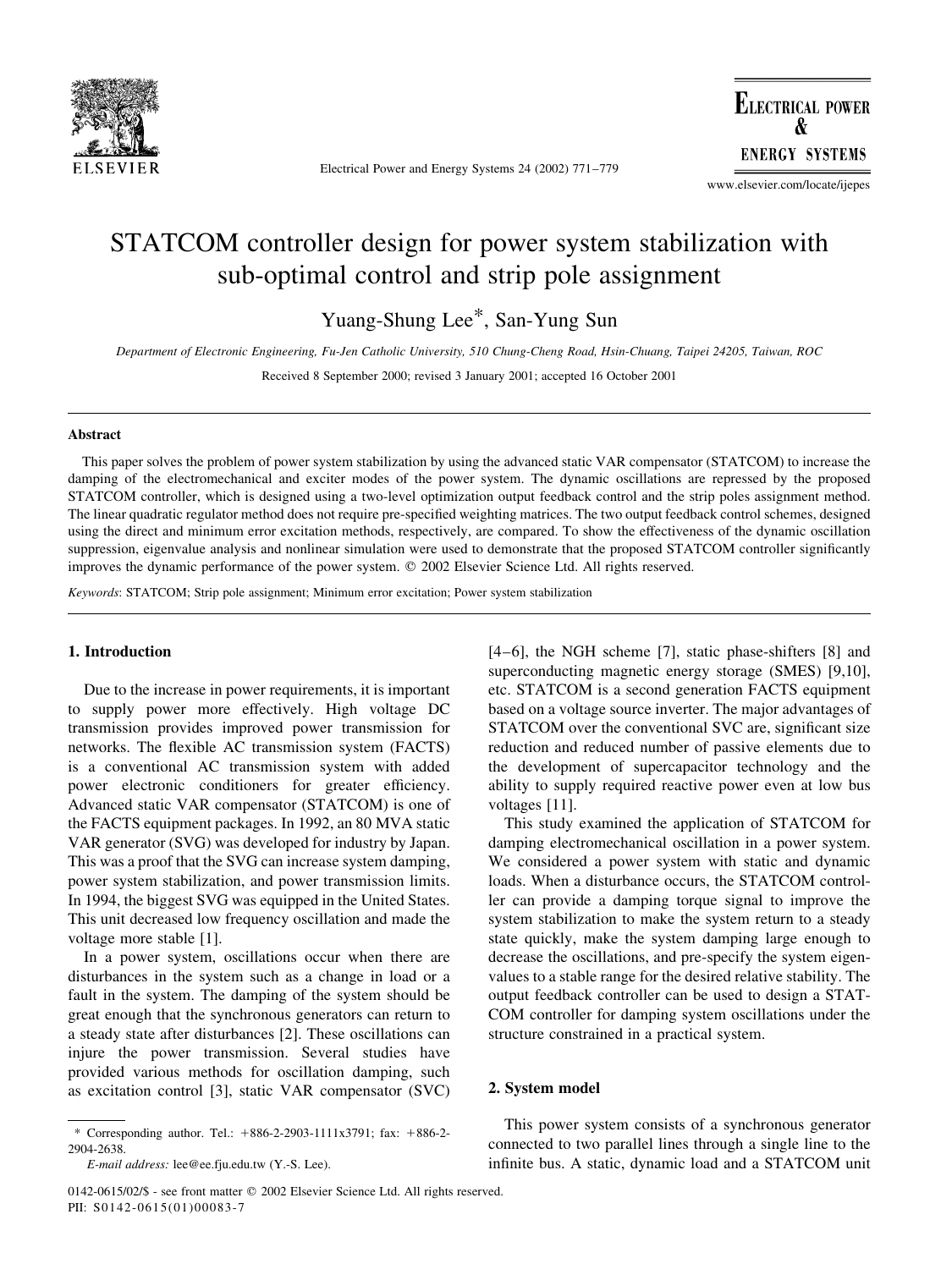# STATCOM controller design for power system stabilization with sub-optimal control and strip pole assignment

Yuang-Shung Lee*, San-Yung Sun

*Department of Electronic Engineering, Fu-Jen Catholic University, 510 Chung-Cheng Road, Hsin-Chuang, Taipei 24205, Taiwan, ROC*

Received 8 September 2000; revised 3 January 2001; accepted 16 October 2001

## Abstract

This paper solves the problem of power system stabilization by using the advanced static VAR compensator (STATCOM) to increase the damping of the electromechanical and exciter modes of the power system. The dynamic oscillations are repressed by the proposed STATCOM controller, which is designed using a two-level optimization output feedback control and the strip poles assignment method. The linear quadratic regulator method does not require pre-specified weighting matrices. The two output feedback control schemes, designed using the direct and minimum error excitation methods, respectively, are compared. To show the effectiveness of the dynamic oscillation suppression, eigenvalue analysis and nonlinear simulation were used to demonstrate that the proposed STATCOM controller significantly improves the dynamic performance of the power system. © 2002 Elsevier Science Ltd. All rights reserved.

*Keywords*: STATCOM; Strip pole assignment; Minimum error excitation; Power system stabilization

## 1. Introduction

Due to the increase in power requirements, it is important to supply power more effectively. High voltage DC transmission provides improved power transmission for networks. The flexible AC transmission system (FACTS) is a conventional AC transmission system with added power electronic conditioners for greater efficiency. Advanced static VAR compensator (STATCOM) is one of the FACTS equipment packages. In 1992, an 80 MVA static VAR generator (SVG) was developed for industry by Japan. This was a proof that the SVG can increase system damping, power system stabilization, and power transmission limits. In 1994, the biggest SVG was equipped in the United States. This unit decreased low frequency oscillation and made the voltage more stable [1].

In a power system, oscillations occur when there are disturbances in the system such as a change in load or a fault in the system. The damping of the system should be great enough that the synchronous generators can return to a steady state after disturbances [2]. These oscillations can injure the power transmission. Several studies have provided various methods for oscillation damping, such as excitation control [3], static VAR compensator (SVC) [4–6], the NGH scheme [7], static phase-shifters [8] and superconducting magnetic energy storage (SMES) [9,10], etc. STATCOM is a second generation FACTS equipment based on a voltage source inverter. The major advantages of STATCOM over the conventional SVC are, significant size reduction and reduced number of passive elements due to the development of supercapacitor technology and the ability to supply required reactive power even at low bus voltages [11].

This study examined the application of STATCOM for damping electromechanical oscillation in a power system. We considered a power system with static and dynamic loads. When a disturbance occurs, the STATCOM controller can provide a damping torque signal to improve the system stabilization to make the system return to a steady state quickly, make the system damping large enough to decrease the oscillations, and pre-specify the system eigenvalues to a stable range for the desired relative stability. The output feedback controller can be used to design a STATCOM controller for damping system oscillations under the structure constrained in a practical system.

## 2. System model

This power system consists of a synchronous generator connected to two parallel lines through a single line to the infinite bus. A static, dynamic load and a STATCOM unit

---

\* Corresponding author. Tel.: +886-2-2903-1111x3791; fax: +886-2-2904-2638.

*E-mail address:* lee@ee.fju.edu.tw (Y.-S. Lee).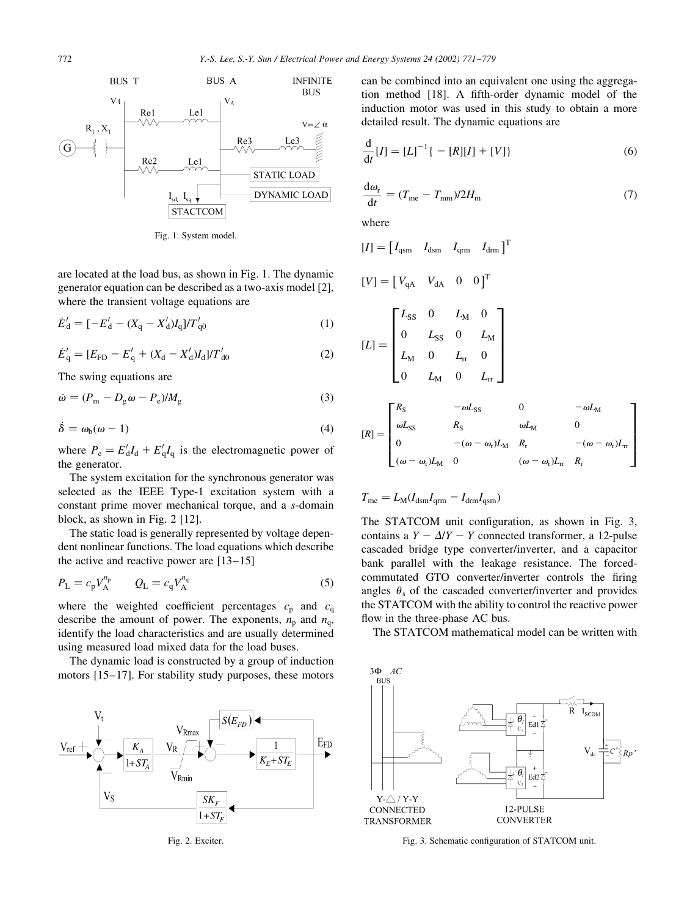Fig. 1. System model.

are located at the load bus, as shown in Fig. 1. The dynamic generator equation can be described as a two-axis model [2], where the transient voltage equations are

$$\dot{E}'_d = [-E'_d - (X_q - X'_d)I_q]/T'_{q0} \tag{1}$$

$$\dot{E}'_q = [E_{FD} - E'_q + (X_d - X'_d)I_d]/T'_{d0} \tag{2}$$

The swing equations are

$$\dot{\omega} = (P_m - D_g\omega - P_e)/M_g \tag{3}$$

$$\dot{\delta} = \omega_b(\omega - 1) \tag{4}$$

where $P_e = E'_d I_d + E'_q I_q$ is the electromagnetic power of the generator.

The system excitation for the synchronous generator was selected as the IEEE Type-1 excitation system with a constant prime mover mechanical torque, and a $s$-domain block, as shown in Fig. 2 [12].

The static load is generally represented by voltage dependent nonlinear functions. The load equations which describe the active and reactive power are [13–15]

$$P_L = c_p V_A^{n_p} \qquad Q_L = c_q V_A^{n_q} \tag{5}$$

where the weighted coefficient percentages $c_p$ and $c_q$ describe the amount of power. The exponents, $n_p$ and $n_q$, identify the load characteristics and are usually determined using measured load mixed data for the load buses.

The dynamic load is constructed by a group of induction motors [15–17]. For stability study purposes, these motors can be combined into an equivalent one using the aggregation method [18]. A fifth-order dynamic model of the induction motor was used in this study to obtain a more detailed result. The dynamic equations are

$$\frac{d}{dt}[I] = [L]^{-1}\{-[R][I] + [V]\} \tag{6}$$

$$\frac{d\omega_r}{dt} = (T_{me} - T_{mm})/2H_m \tag{7}$$

where

$$[I] = \begin{bmatrix} I_{qsm} & I_{dsm} & I_{qrm} & I_{drm} \end{bmatrix}^T$$

$$[V] = \begin{bmatrix} V_{qA} & V_{dA} & 0 & 0 \end{bmatrix}^T$$

$$[L] = \begin{bmatrix} L_{SS} & 0 & L_M & 0 \\ 0 & L_{SS} & 0 & L_M \\ L_M & 0 & L_{rr} & 0 \\ 0 & L_M & 0 & L_{rr} \end{bmatrix}$$

$$[R] = \begin{bmatrix} R_S & -\omega L_{SS} & 0 & -\omega L_M \\ \omega L_{SS} & R_S & \omega L_M & 0 \\ 0 & -(\omega - \omega_r)L_M & R_r & -(\omega - \omega_r)L_{rr} \\ (\omega - \omega_r)L_M & 0 & (\omega - \omega_r)L_{rr} & R_r \end{bmatrix}$$

$$T_{me} = L_M(I_{dsm}I_{qrm} - I_{drm}I_{qsm})$$

The STATCOM unit configuration, as shown in Fig. 3, contains a $Y - \Delta/Y - Y$ connected transformer, a 12-pulse cascaded bridge type converter/inverter, and a capacitor bank parallel with the leakage resistance. The forced-commutated GTO converter/inverter controls the firing angles $\theta_s$ of the cascaded converter/inverter and provides the STATCOM with the ability to control the reactive power flow in the three-phase AC bus.

The STATCOM mathematical model can be written with

Fig. 2. Exciter.

Fig. 3. Schematic configuration of STATCOM unit.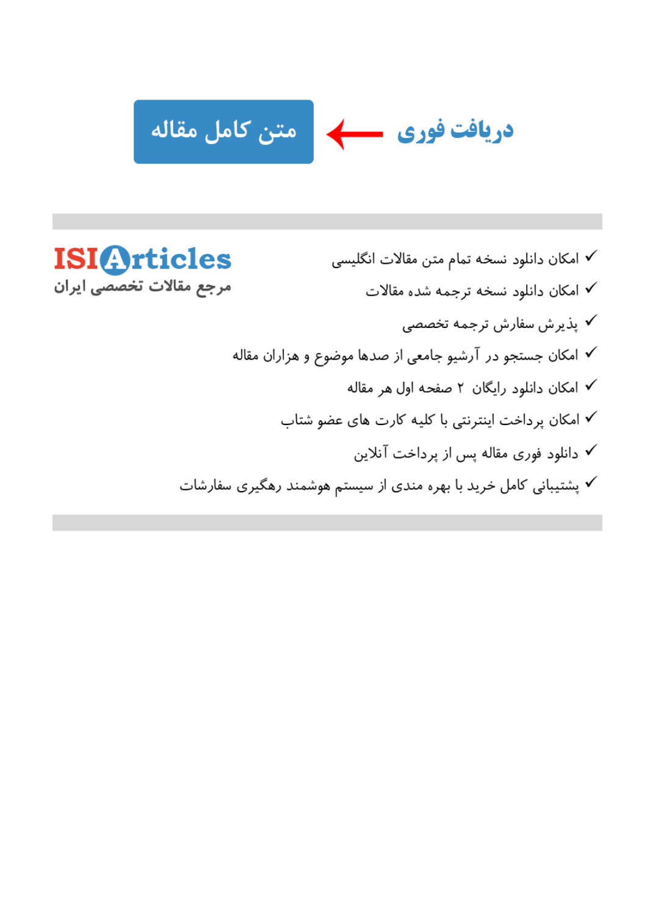دریافت فوری ← متن کامل مقاله

**ISIArticles**
مرجع مقالات تخصصی ایران

- ✓ امکان دانلود نسخه تمام متن مقالات انگلیسی
- ✓ امکان دانلود نسخه ترجمه شده مقالات
- ✓ پذیرش سفارش ترجمه تخصصی
- ✓ امکان جستجو در آرشیو جامعی از صدها موضوع و هزاران مقاله
- ✓ امکان دانلود رایگان ۲ صفحه اول هر مقاله
- ✓ امکان پرداخت اینترنتی با کلیه کارت های عضو شتاب
- ✓ دانلود فوری مقاله پس از پرداخت آنلاین
- ✓ پشتیبانی کامل خرید با بهره مندی از سیستم هوشمند رهگیری سفارشات